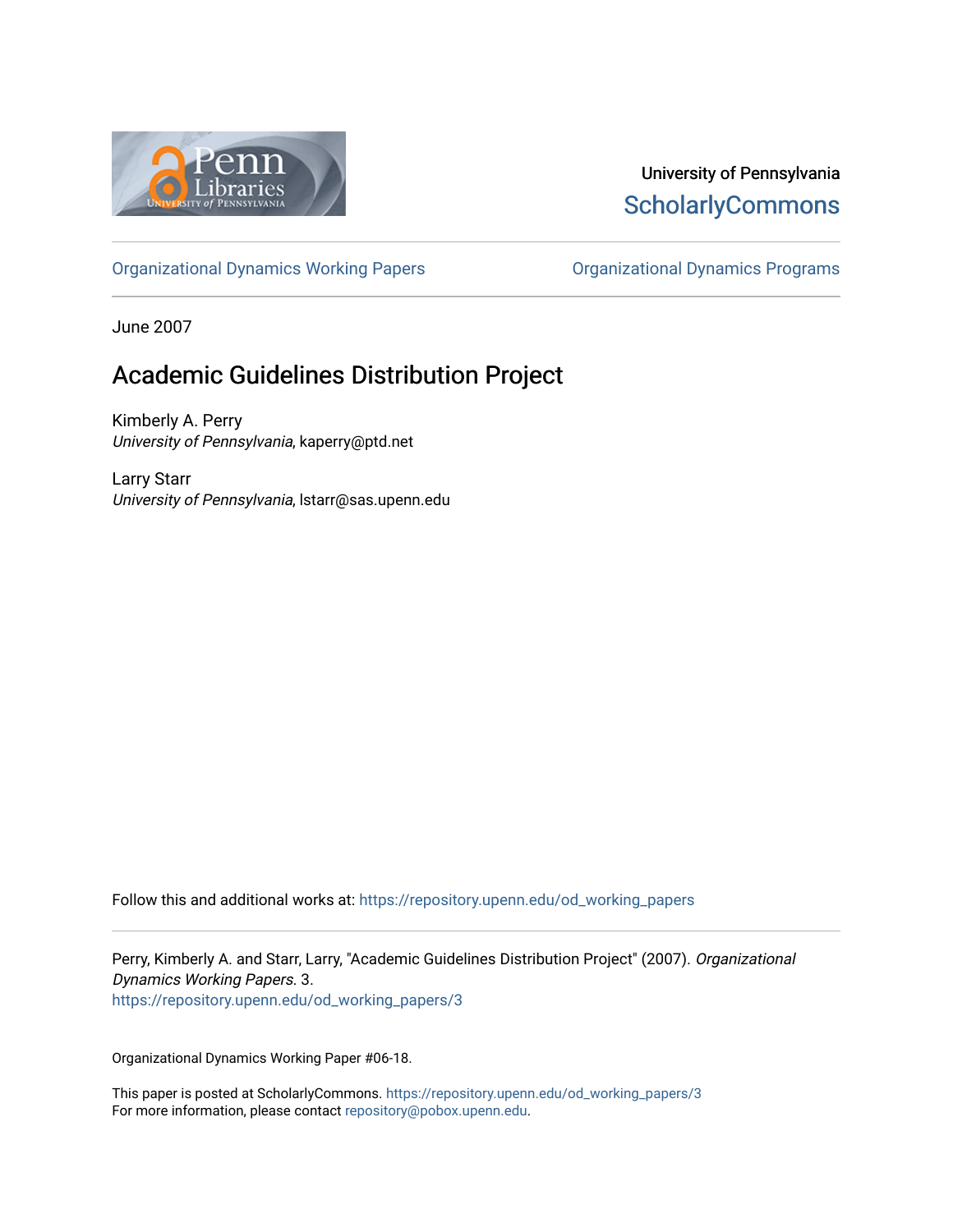University of Pennsylvania
**ScholarlyCommons**

Organizational Dynamics Working Papers | Organizational Dynamics Programs

June 2007

# Academic Guidelines Distribution Project

Kimberly A. Perry
*University of Pennsylvania*, kaperry@ptd.net

Larry Starr
*University of Pennsylvania*, lstarr@sas.upenn.edu

Follow this and additional works at: https://repository.upenn.edu/od_working_papers

Perry, Kimberly A. and Starr, Larry, "Academic Guidelines Distribution Project" (2007). *Organizational Dynamics Working Papers*. 3.
https://repository.upenn.edu/od_working_papers/3

Organizational Dynamics Working Paper #06-18.

This paper is posted at ScholarlyCommons. https://repository.upenn.edu/od_working_papers/3
For more information, please contact repository@pobox.upenn.edu.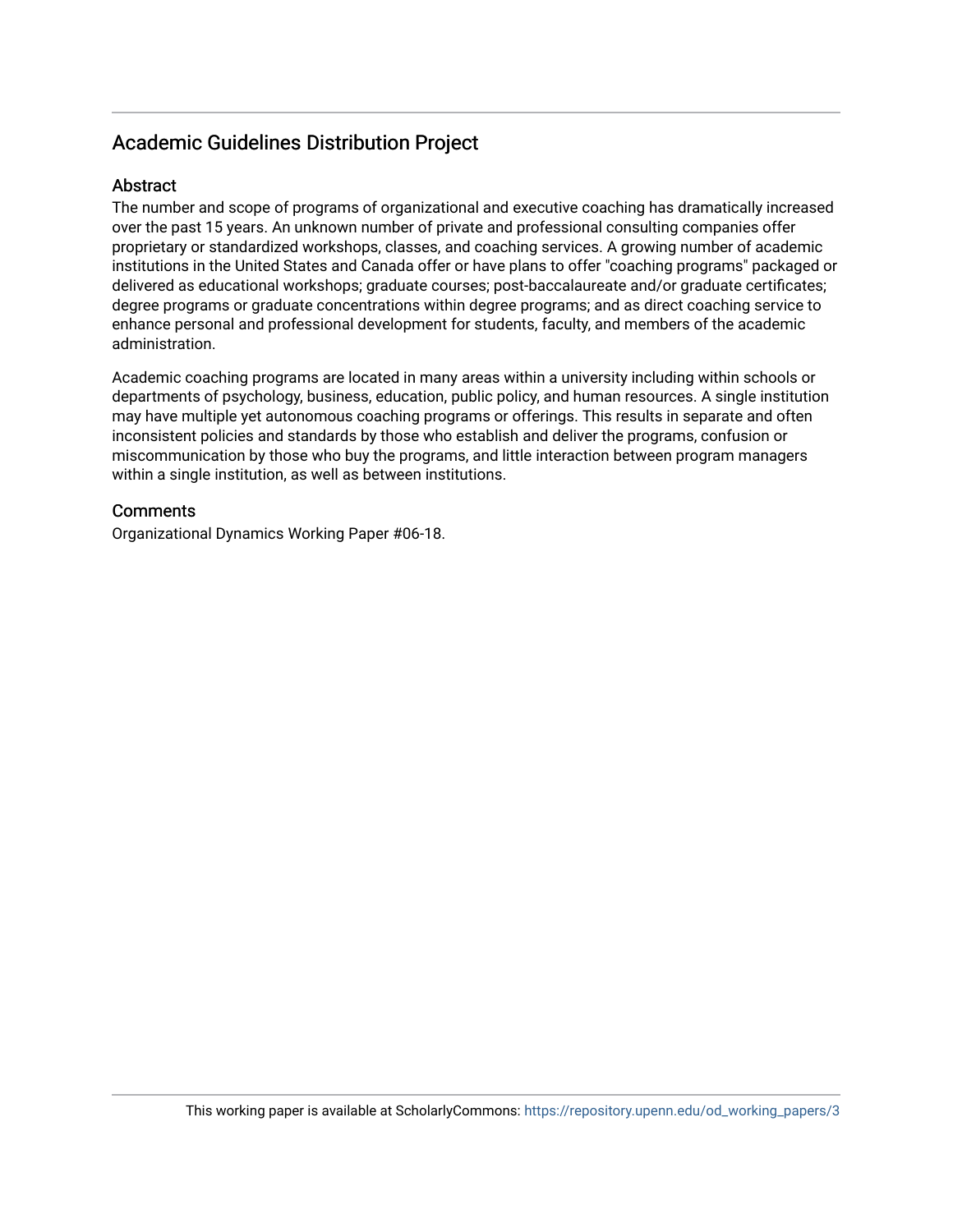## Academic Guidelines Distribution Project

### Abstract

The number and scope of programs of organizational and executive coaching has dramatically increased over the past 15 years. An unknown number of private and professional consulting companies offer proprietary or standardized workshops, classes, and coaching services. A growing number of academic institutions in the United States and Canada offer or have plans to offer "coaching programs" packaged or delivered as educational workshops; graduate courses; post-baccalaureate and/or graduate certificates; degree programs or graduate concentrations within degree programs; and as direct coaching service to enhance personal and professional development for students, faculty, and members of the academic administration.

Academic coaching programs are located in many areas within a university including within schools or departments of psychology, business, education, public policy, and human resources. A single institution may have multiple yet autonomous coaching programs or offerings. This results in separate and often inconsistent policies and standards by those who establish and deliver the programs, confusion or miscommunication by those who buy the programs, and little interaction between program managers within a single institution, as well as between institutions.

### Comments

Organizational Dynamics Working Paper #06-18.

This working paper is available at ScholarlyCommons: https://repository.upenn.edu/od_working_papers/3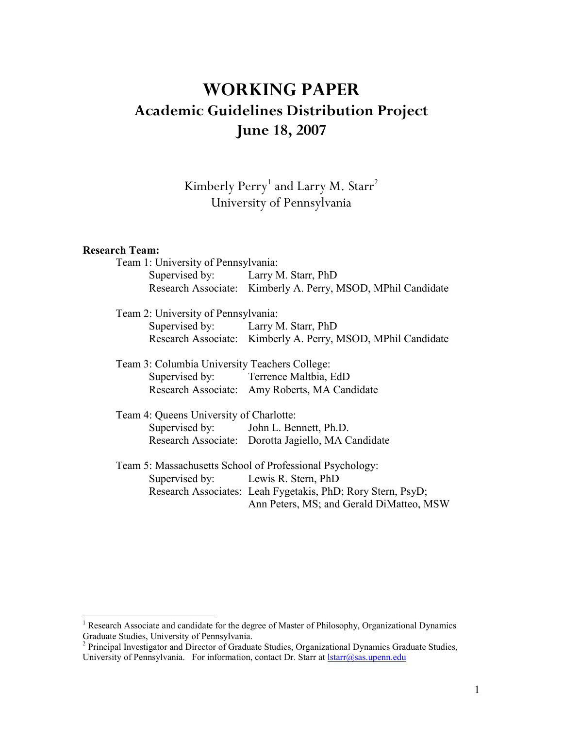# WORKING PAPER
## Academic Guidelines Distribution Project
## June 18, 2007

Kimberly Perry[1] and Larry M. Starr[2]
University of Pennsylvania

**Research Team:**

Team 1: University of Pennsylvania:
- Supervised by: Larry M. Starr, PhD
- Research Associate: Kimberly A. Perry, MSOD, MPhil Candidate

Team 2: University of Pennsylvania:
- Supervised by: Larry M. Starr, PhD
- Research Associate: Kimberly A. Perry, MSOD, MPhil Candidate

Team 3: Columbia University Teachers College:
- Supervised by: Terrence Maltbia, EdD
- Research Associate: Amy Roberts, MA Candidate

Team 4: Queens University of Charlotte:
- Supervised by: John L. Bennett, Ph.D.
- Research Associate: Dorotta Jagiello, MA Candidate

Team 5: Massachusetts School of Professional Psychology:
- Supervised by: Lewis R. Stern, PhD
- Research Associates: Leah Fygetakis, PhD; Rory Stern, PsyD; Ann Peters, MS; and Gerald DiMatteo, MSW

---

[1] Research Associate and candidate for the degree of Master of Philosophy, Organizational Dynamics Graduate Studies, University of Pennsylvania.

[2] Principal Investigator and Director of Graduate Studies, Organizational Dynamics Graduate Studies, University of Pennsylvania. For information, contact Dr. Starr at lstarr@sas.upenn.edu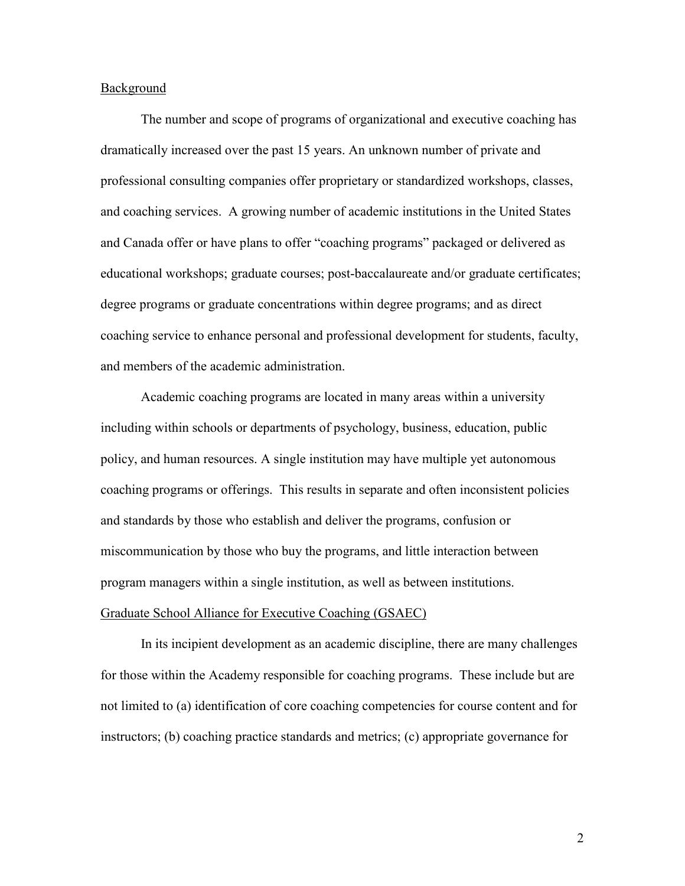## Background

The number and scope of programs of organizational and executive coaching has dramatically increased over the past 15 years. An unknown number of private and professional consulting companies offer proprietary or standardized workshops, classes, and coaching services. A growing number of academic institutions in the United States and Canada offer or have plans to offer "coaching programs" packaged or delivered as educational workshops; graduate courses; post-baccalaureate and/or graduate certificates; degree programs or graduate concentrations within degree programs; and as direct coaching service to enhance personal and professional development for students, faculty, and members of the academic administration.

Academic coaching programs are located in many areas within a university including within schools or departments of psychology, business, education, public policy, and human resources. A single institution may have multiple yet autonomous coaching programs or offerings. This results in separate and often inconsistent policies and standards by those who establish and deliver the programs, confusion or miscommunication by those who buy the programs, and little interaction between program managers within a single institution, as well as between institutions.

## Graduate School Alliance for Executive Coaching (GSAEC)

In its incipient development as an academic discipline, there are many challenges for those within the Academy responsible for coaching programs. These include but are not limited to (a) identification of core coaching competencies for course content and for instructors; (b) coaching practice standards and metrics; (c) appropriate governance for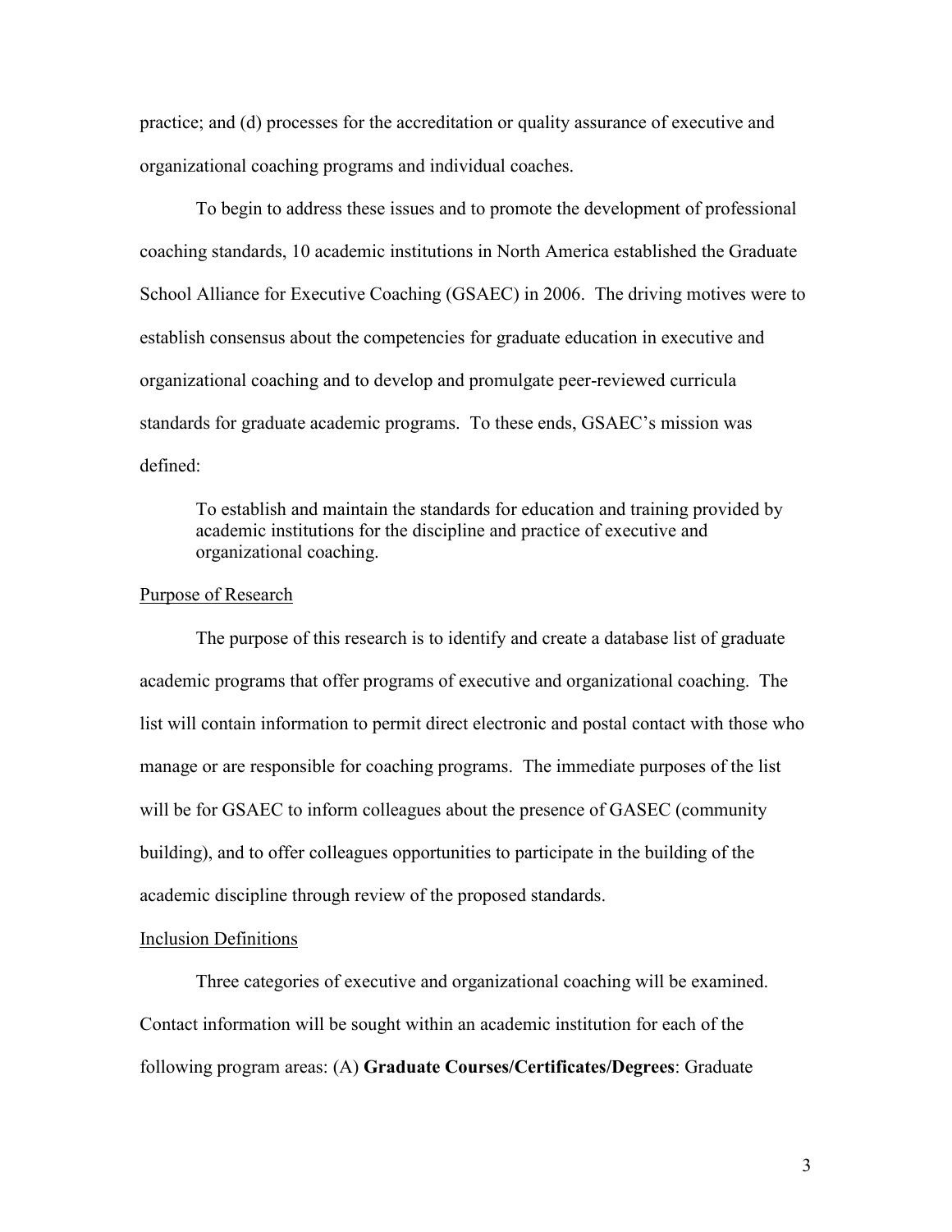practice; and (d) processes for the accreditation or quality assurance of executive and organizational coaching programs and individual coaches.

To begin to address these issues and to promote the development of professional coaching standards, 10 academic institutions in North America established the Graduate School Alliance for Executive Coaching (GSAEC) in 2006. The driving motives were to establish consensus about the competencies for graduate education in executive and organizational coaching and to develop and promulgate peer-reviewed curricula standards for graduate academic programs. To these ends, GSAEC's mission was defined:

> To establish and maintain the standards for education and training provided by academic institutions for the discipline and practice of executive and organizational coaching.

## Purpose of Research

The purpose of this research is to identify and create a database list of graduate academic programs that offer programs of executive and organizational coaching. The list will contain information to permit direct electronic and postal contact with those who manage or are responsible for coaching programs. The immediate purposes of the list will be for GSAEC to inform colleagues about the presence of GASEC (community building), and to offer colleagues opportunities to participate in the building of the academic discipline through review of the proposed standards.

## Inclusion Definitions

Three categories of executive and organizational coaching will be examined. Contact information will be sought within an academic institution for each of the following program areas: (A) **Graduate Courses/Certificates/Degrees**: Graduate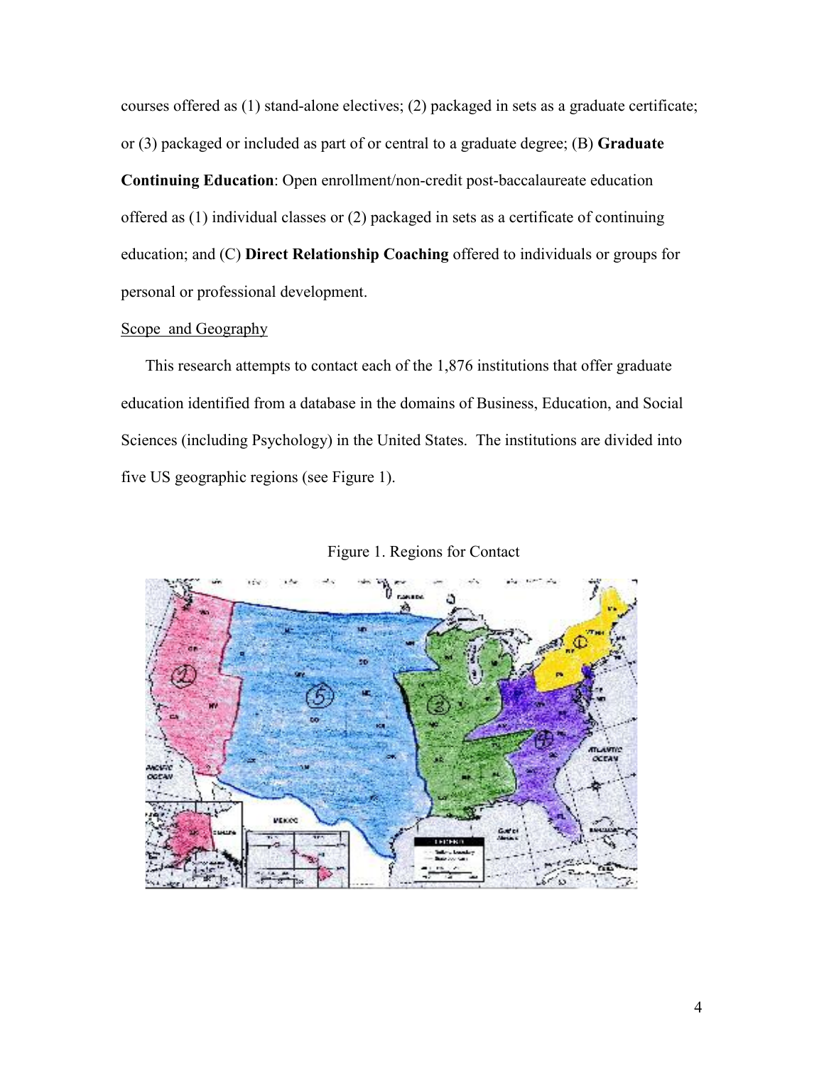courses offered as (1) stand-alone electives; (2) packaged in sets as a graduate certificate; or (3) packaged or included as part of or central to a graduate degree; (B) **Graduate Continuing Education**: Open enrollment/non-credit post-baccalaureate education offered as (1) individual classes or (2) packaged in sets as a certificate of continuing education; and (C) **Direct Relationship Coaching** offered to individuals or groups for personal or professional development.

Scope and Geography

This research attempts to contact each of the 1,876 institutions that offer graduate education identified from a database in the domains of Business, Education, and Social Sciences (including Psychology) in the United States. The institutions are divided into five US geographic regions (see Figure 1).

Figure 1. Regions for Contact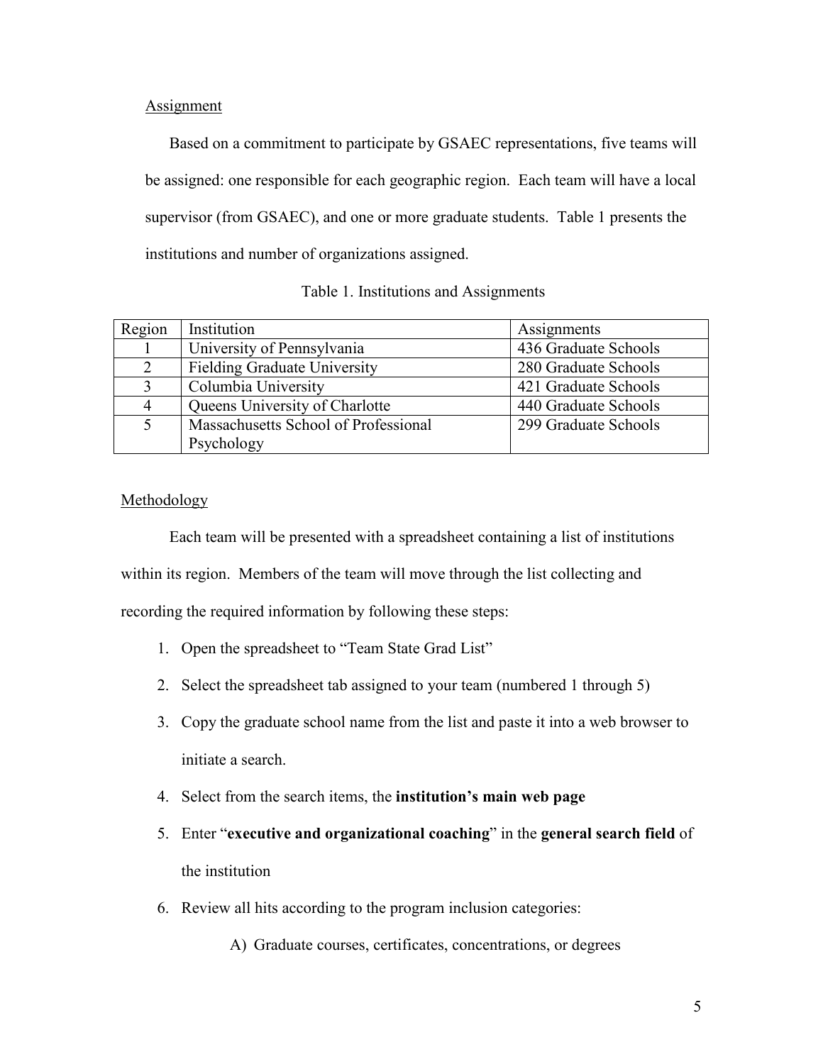Assignment

Based on a commitment to participate by GSAEC representations, five teams will be assigned: one responsible for each geographic region. Each team will have a local supervisor (from GSAEC), and one or more graduate students. Table 1 presents the institutions and number of organizations assigned.

Table 1. Institutions and Assignments

| Region | Institution | Assignments |
|---|---|---|
| 1 | University of Pennsylvania | 436 Graduate Schools |
| 2 | Fielding Graduate University | 280 Graduate Schools |
| 3 | Columbia University | 421 Graduate Schools |
| 4 | Queens University of Charlotte | 440 Graduate Schools |
| 5 | Massachusetts School of Professional Psychology | 299 Graduate Schools |

Methodology

Each team will be presented with a spreadsheet containing a list of institutions within its region. Members of the team will move through the list collecting and recording the required information by following these steps:

1. Open the spreadsheet to "Team State Grad List"
2. Select the spreadsheet tab assigned to your team (numbered 1 through 5)
3. Copy the graduate school name from the list and paste it into a web browser to initiate a search.
4. Select from the search items, the **institution's main web page**
5. Enter "**executive and organizational coaching**" in the **general search field** of the institution
6. Review all hits according to the program inclusion categories:

    A) Graduate courses, certificates, concentrations, or degrees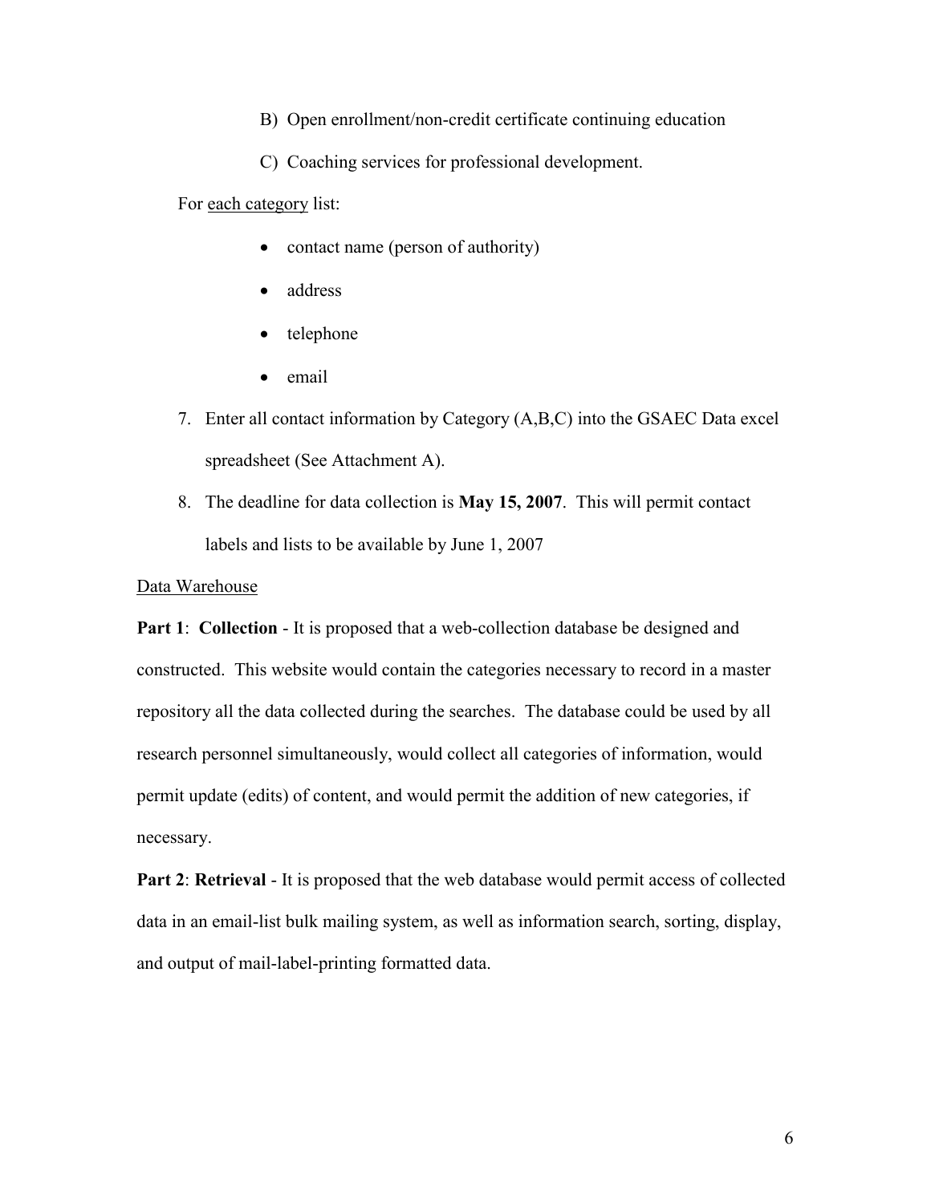B) Open enrollment/non-credit certificate continuing education

C) Coaching services for professional development.

For <u>each category</u> list:

- contact name (person of authority)
- address
- telephone
- email

7. Enter all contact information by Category (A,B,C) into the GSAEC Data excel spreadsheet (See Attachment A).
8. The deadline for data collection is **May 15, 2007**. This will permit contact labels and lists to be available by June 1, 2007

<u>Data Warehouse</u>

**Part 1**: **Collection** - It is proposed that a web-collection database be designed and constructed. This website would contain the categories necessary to record in a master repository all the data collected during the searches. The database could be used by all research personnel simultaneously, would collect all categories of information, would permit update (edits) of content, and would permit the addition of new categories, if necessary.

**Part 2**: **Retrieval** - It is proposed that the web database would permit access of collected data in an email-list bulk mailing system, as well as information search, sorting, display, and output of mail-label-printing formatted data.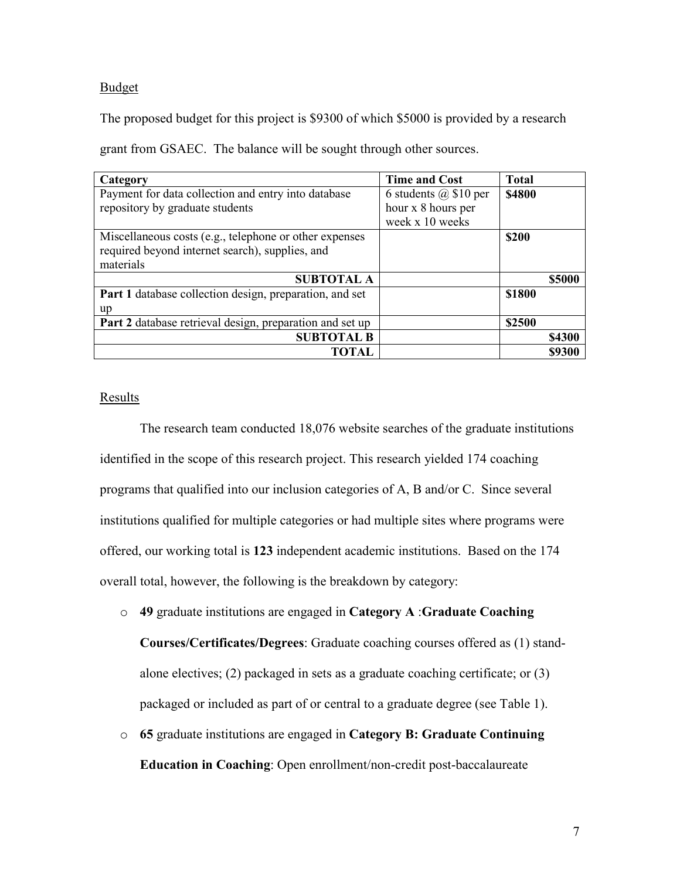Budget

The proposed budget for this project is $9300 of which $5000 is provided by a research grant from GSAEC. The balance will be sought through other sources.

| Category | Time and Cost | Total |
|---|---|---|
| Payment for data collection and entry into database repository by graduate students | 6 students @ $10 per hour x 8 hours per week x 10 weeks | **$4800** |
| Miscellaneous costs (e.g., telephone or other expenses required beyond internet search), supplies, and materials | | **$200** |
| **SUBTOTAL A** | | **$5000** |
| **Part 1** database collection design, preparation, and set up | | **$1800** |
| **Part 2** database retrieval design, preparation and set up | | **$2500** |
| **SUBTOTAL B** | | **$4300** |
| **TOTAL** | | **$9300** |

Results

The research team conducted 18,076 website searches of the graduate institutions identified in the scope of this research project. This research yielded 174 coaching programs that qualified into our inclusion categories of A, B and/or C. Since several institutions qualified for multiple categories or had multiple sites where programs were offered, our working total is **123** independent academic institutions. Based on the 174 overall total, however, the following is the breakdown by category:

- **49** graduate institutions are engaged in **Category A** :**Graduate Coaching Courses/Certificates/Degrees**: Graduate coaching courses offered as (1) stand-alone electives; (2) packaged in sets as a graduate coaching certificate; or (3) packaged or included as part of or central to a graduate degree (see Table 1).
- **65** graduate institutions are engaged in **Category B: Graduate Continuing Education in Coaching**: Open enrollment/non-credit post-baccalaureate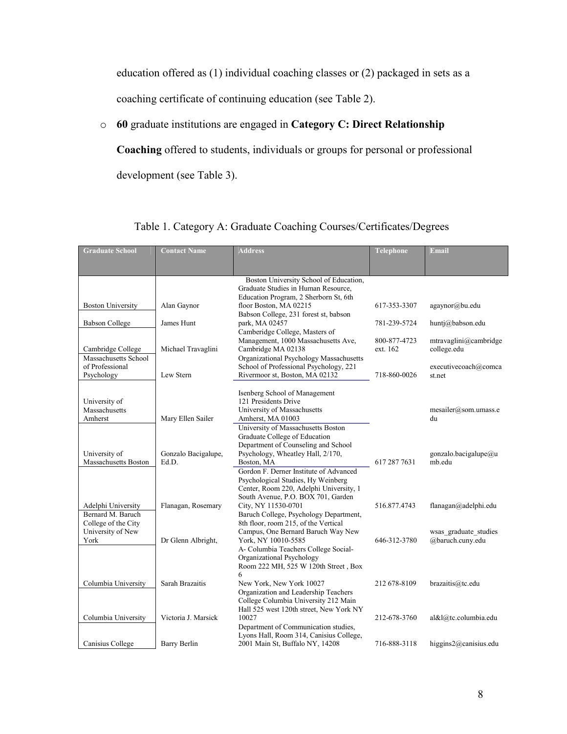education offered as (1) individual coaching classes or (2) packaged in sets as a coaching certificate of continuing education (see Table 2).

- **60** graduate institutions are engaged in **Category C: Direct Relationship Coaching** offered to students, individuals or groups for personal or professional development (see Table 3).

Table 1. Category A: Graduate Coaching Courses/Certificates/Degrees

| Graduate School | Contact Name | Address | Telephone | Email |
|---|---|---|---|---|
| Boston University | Alan Gaynor | Boston University School of Education, Graduate Studies in Human Resource, Education Program, 2 Sherborn St, 6th floor Boston, MA 02215 | 617-353-3307 | agaynor@bu.edu |
| Babson College | James Hunt | Babson College, 231 forest st, babson park, MA 02457 | 781-239-5724 | huntj@babson.edu |
| Cambridge College | Michael Travaglini | Camberidge College, Masters of Management, 1000 Massachusetts Ave, Cambridge MA 02138 | 800-877-4723 ext. 162 | mtravaglini@cambridgecollege.edu |
| Massachusetts School of Professional Psychology | Lew Stern | Organizational Psychology Massachusetts School of Professional Psychology, 221 Rivermoor st, Boston, MA 02132 | 718-860-0026 | executivecoach@comcast.net |
| University of Massachusetts Amherst | Mary Ellen Sailer | Isenberg School of Management 121 Presidents Drive University of Massachusetts Amherst, MA 01003 | | mesailer@som.umass.edu |
| University of Massachusetts Boston | Gonzalo Bacigalupe, Ed.D. | University of Massachusetts Boston Graduate College of Education Department of Counseling and School Psychology, Wheatley Hall, 2/170, Boston, MA | 617 287 7631 | gonzalo.bacigalupe@umb.edu |
| Adelphi University | Flanagan, Rosemary | Gordon F. Derner Institute of Advanced Psychological Studies, Hy Weinberg Center, Room 220, Adelphi University, 1 South Avenue, P.O. BOX 701, Garden City, NY 11530-0701 | 516.877.4743 | flanagan@adelphi.edu |
| Bernard M. Baruch College of the City University of New York | Dr Glenn Albright, | Baruch College, Psychology Department, 8th floor, room 215, of the Vertical Campus, One Bernard Baruch Way New York, NY 10010-5585 | 646-312-3780 | wsas_graduate_studies@baruch.cuny.edu |
| Columbia University | Sarah Brazaitis | A- Columbia Teachers College Social-Organizational Psychology Room 222 MH, 525 W 120th Street , Box 6 New York, New York 10027 | 212 678-8109 | brazaitis@tc.edu |
| Columbia University | Victoria J. Marsick | Organization and Leadership Teachers College Columbia University 212 Main Hall 525 west 120th street, New York NY 10027 | 212-678-3760 | al&l@tc.columbia.edu |
| Canisius College | Barry Berlin | Department of Communication studies, Lyons Hall, Room 314, Canisius College, 2001 Main St, Buffalo NY, 14208 | 716-888-3118 | higgins2@canisius.edu |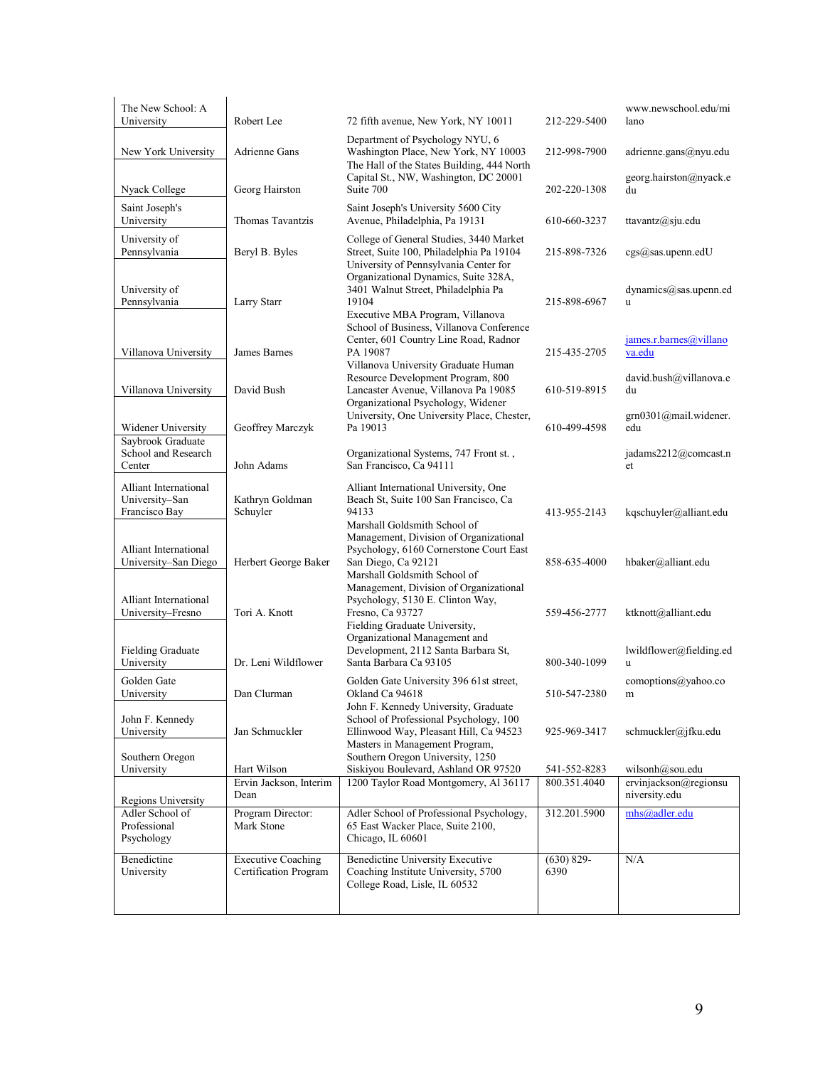| | | | | |
|---|---|---|---|---|
| The New School: A University | Robert Lee | 72 fifth avenue, New York, NY 10011 | 212-229-5400 | www.newschool.edu/milano |
| New York University | Adrienne Gans | Department of Psychology NYU, 6 Washington Place, New York, NY 10003 | 212-998-7900 | adrienne.gans@nyu.edu |
| Nyack College | Georg Hairston | The Hall of the States Building, 444 North Capital St., NW, Washington, DC 20001 Suite 700 | 202-220-1308 | georg.hairston@nyack.edu |
| Saint Joseph's University | Thomas Tavantzis | Saint Joseph's University 5600 City Avenue, Philadelphia, Pa 19131 | 610-660-3237 | ttavantz@sju.edu |
| University of Pennsylvania | Beryl B. Byles | College of General Studies, 3440 Market Street, Suite 100, Philadelphia Pa 19104 | 215-898-7326 | cgs@sas.upenn.edU |
| University of Pennsylvania | Larry Starr | University of Pennsylvania Center for Organizational Dynamics, Suite 328A, 3401 Walnut Street, Philadelphia Pa 19104 | 215-898-6967 | dynamics@sas.upenn.edu |
| Villanova University | James Barnes | Executive MBA Program, Villanova School of Business, Villanova Conference Center, 601 Country Line Road, Radnor PA 19087 | 215-435-2705 | james.r.barnes@villanova.edu |
| Villanova University | David Bush | Villanova University Graduate Human Resource Development Program, 800 Lancaster Avenue, Villanova Pa 19085 | 610-519-8915 | david.bush@villanova.edu |
| Widener University | Geoffrey Marczyk | Organizational Psychology, Widener University, One University Place, Chester, Pa 19013 | 610-499-4598 | grn0301@mail.widener.edu |
| Saybrook Graduate School and Research Center | John Adams | Organizational Systems, 747 Front st. , San Francisco, Ca 94111 | | jadams2212@comcast.net |
| Alliant International University–San Francisco Bay | Kathryn Goldman Schuyler | Alliant International University, One Beach St, Suite 100 San Francisco, Ca 94133 | 413-955-2143 | kqschuyler@alliant.edu |
| Alliant International University–San Diego | Herbert George Baker | Marshall Goldsmith School of Management, Division of Organizational Psychology, 6160 Cornerstone Court East San Diego, Ca 92121 | 858-635-4000 | hbaker@alliant.edu |
| Alliant International University–Fresno | Tori A. Knott | Marshall Goldsmith School of Management, Division of Organizational Psychology, 5130 E. Clinton Way, Fresno, Ca 93727 | 559-456-2777 | ktknott@alliant.edu |
| Fielding Graduate University | Dr. Leni Wildflower | Fielding Graduate University, Organizational Management and Development, 2112 Santa Barbara St, Santa Barbara Ca 93105 | 800-340-1099 | lwildflower@fielding.edu |
| Golden Gate University | Dan Clurman | Golden Gate University 396 61st street, Okland Ca 94618 | 510-547-2380 | comoptions@yahoo.com |
| John F. Kennedy University | Jan Schmuckler | John F. Kennedy University, Graduate School of Professional Psychology, 100 Ellinwood Way, Pleasant Hill, Ca 94523 | 925-969-3417 | schmuckler@jfku.edu |
| Southern Oregon University | Hart Wilson | Masters in Management Program, Southern Oregon University, 1250 Siskiyou Boulevard, Ashland OR 97520 | 541-552-8283 | wilsonh@sou.edu |
| Regions University | Ervin Jackson, Interim Dean | 1200 Taylor Road Montgomery, Al 36117 | 800.351.4040 | ervinjackson@regionsuniversity.edu |
| Adler School of Professional Psychology | Program Director: Mark Stone | Adler School of Professional Psychology, 65 East Wacker Place, Suite 2100, Chicago, IL 60601 | 312.201.5900 | mhs@adler.edu |
| Benedictine University | Executive Coaching Certification Program | Benedictine University Executive Coaching Institute University, 5700 College Road, Lisle, IL 60532 | (630) 829-6390 | N/A |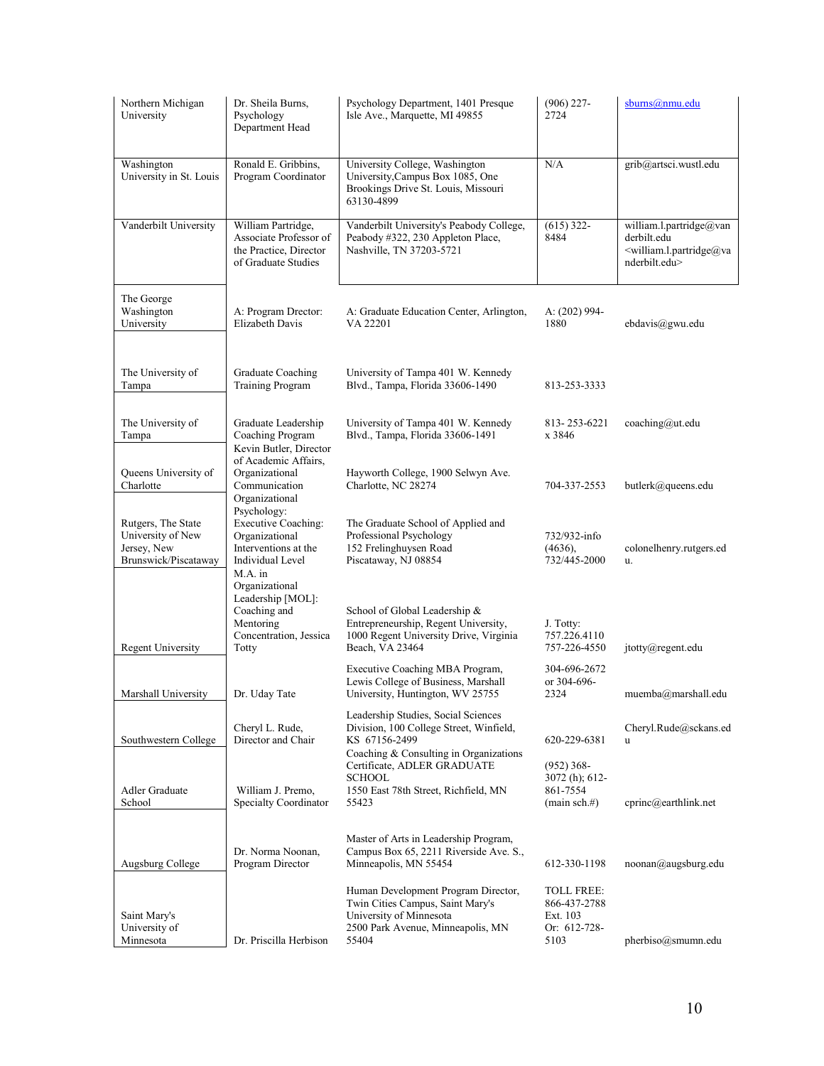| | | | | |
|---|---|---|---|---|
| Northern Michigan University | Dr. Sheila Burns, Psychology Department Head | Psychology Department, 1401 Presque Isle Ave., Marquette, MI 49855 | (906) 227-2724 | sburns@nmu.edu |
| Washington University in St. Louis | Ronald E. Gribbins, Program Coordinator | University College, Washington University,Campus Box 1085, One Brookings Drive St. Louis, Missouri 63130-4899 | N/A | grib@artsci.wustl.edu |
| Vanderbilt University | William Partridge, Associate Professor of the Practice, Director of Graduate Studies | Vanderbilt University's Peabody College, Peabody #322, 230 Appleton Place, Nashville, TN 37203-5721 | (615) 322-8484 | william.l.partridge@vanderbilt.edu <william.l.partridge@vanderbilt.edu> |
| The George Washington University | A: Program Director: Elizabeth Davis | A: Graduate Education Center, Arlington, VA 22201 | A: (202) 994-1880 | ebdavis@gwu.edu |
| The University of Tampa | Graduate Coaching Training Program | University of Tampa 401 W. Kennedy Blvd., Tampa, Florida 33606-1490 | 813-253-3333 | |
| The University of Tampa | Graduate Leadership Coaching Program | University of Tampa 401 W. Kennedy Blvd., Tampa, Florida 33606-1491 | 813- 253-6221 x 3846 | coaching@ut.edu |
| Queens University of Charlotte | Kevin Butler, Director of Academic Affairs, Organizational Communication | Hayworth College, 1900 Selwyn Ave. Charlotte, NC 28274 | 704-337-2553 | butlerk@queens.edu |
| Rutgers, The State University of New Jersey, New Brunswick/Piscataway | Organizational Psychology: Executive Coaching: Organizational Interventions at the Individual Level | The Graduate School of Applied and Professional Psychology 152 Frelinghuysen Road Piscataway, NJ 08854 | 732/932-info (4636), 732/445-2000 | colonelhenry.rutgers.edu. |
| Regent University | M.A. in Organizational Leadership [MOL]: Coaching and Mentoring Concentration, Jessica Totty | School of Global Leadership & Entrepreneurship, Regent University, 1000 Regent University Drive, Virginia Beach, VA 23464 | J. Totty: 757.226.4110 757-226-4550 | jtotty@regent.edu |
| Marshall University | Dr. Uday Tate | Executive Coaching MBA Program, Lewis College of Business, Marshall University, Huntington, WV 25755 | 304-696-2672 or 304-696-2324 | muemba@marshall.edu |
| Southwestern College | Cheryl L. Rude, Director and Chair | Leadership Studies, Social Sciences Division, 100 College Street, Winfield, KS 67156-2499 | 620-229-6381 | Cheryl.Rude@sckans.edu |
| Adler Graduate School | William J. Premo, Specialty Coordinator | Coaching & Consulting in Organizations Certificate, ADLER GRADUATE SCHOOL 1550 East 78th Street, Richfield, MN 55423 | (952) 368-3072 (h); 612-861-7554 (main sch.#) | cprinc@earthlink.net |
| Augsburg College | Dr. Norma Noonan, Program Director | Master of Arts in Leadership Program, Campus Box 65, 2211 Riverside Ave. S., Minneapolis, MN 55454 | 612-330-1198 | noonan@augsburg.edu |
| Saint Mary's University of Minnesota | Dr. Priscilla Herbison | Human Development Program Director, Twin Cities Campus, Saint Mary's University of Minnesota 2500 Park Avenue, Minneapolis, MN 55404 | TOLL FREE: 866-437-2788 Ext. 103 Or: 612-728-5103 | pherbiso@smumn.edu |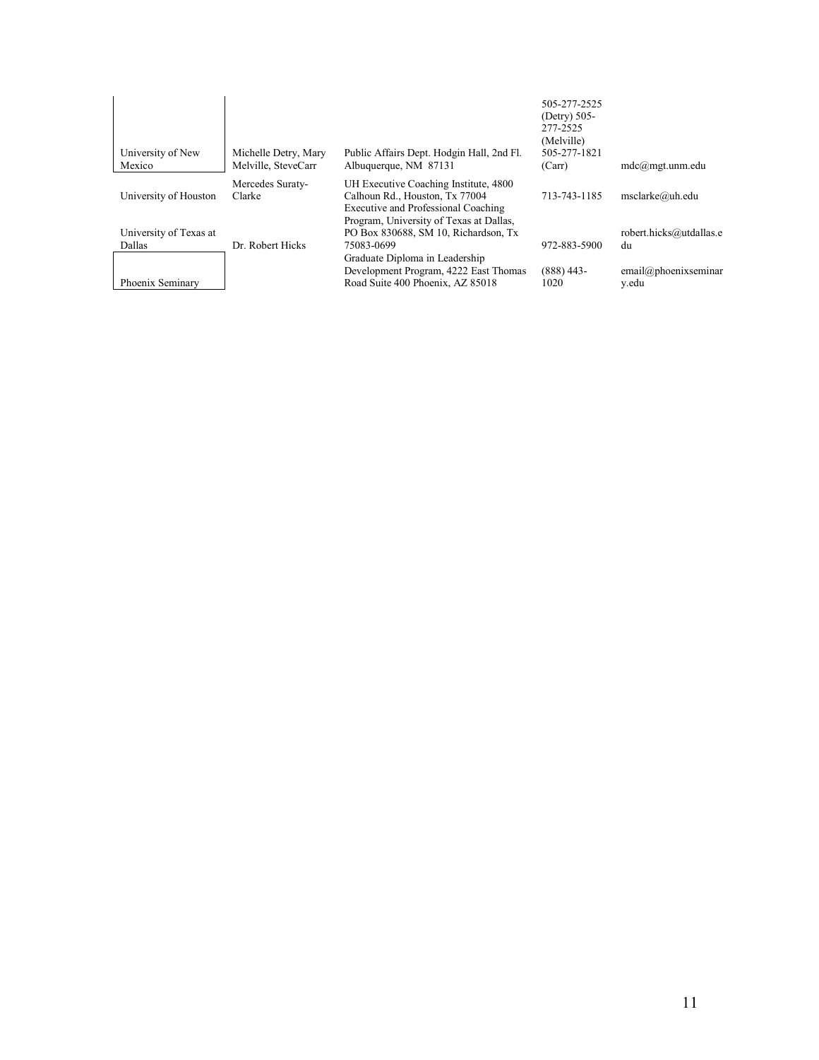| | | | | |
|---|---|---|---|---|
| University of New Mexico | Michelle Detry, Mary Melville, SteveCarr | Public Affairs Dept. Hodgin Hall, 2nd Fl. Albuquerque, NM 87131 | 505-277-2525 (Detry) 505-277-2525 (Melville) 505-277-1821 (Carr) | mdc@mgt.unm.edu |
| University of Houston | Mercedes Suraty-Clarke | UH Executive Coaching Institute, 4800 Calhoun Rd., Houston, Tx 77004 | 713-743-1185 | msclarke@uh.edu |
| University of Texas at Dallas | Dr. Robert Hicks | Executive and Professional Coaching Program, University of Texas at Dallas, PO Box 830688, SM 10, Richardson, Tx 75083-0699 | 972-883-5900 | robert.hicks@utdallas.edu |
| Phoenix Seminary | | Graduate Diploma in Leadership Development Program, 4222 East Thomas Road Suite 400 Phoenix, AZ 85018 | (888) 443-1020 | email@phoenixseminary.edu |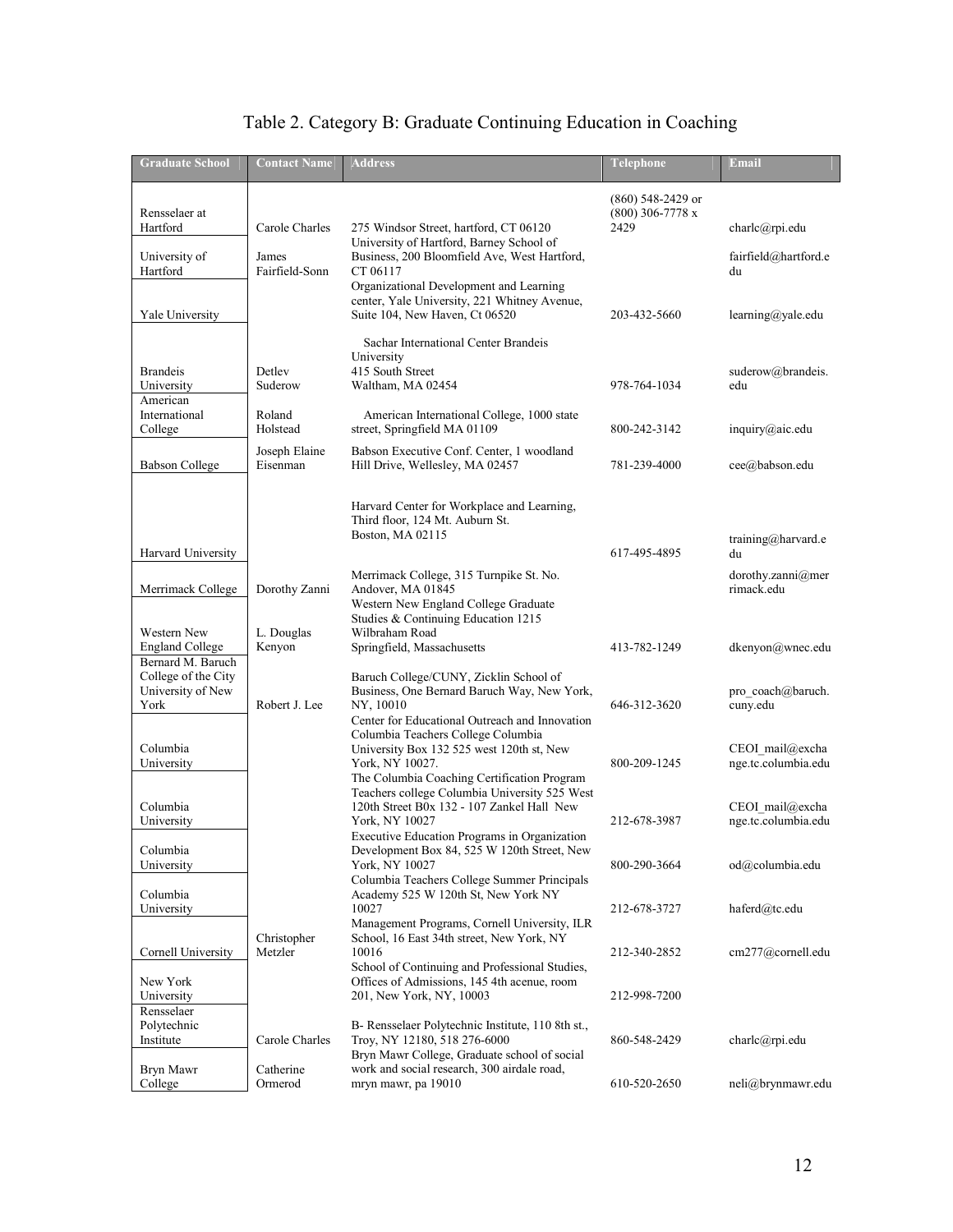# Table 2. Category B: Graduate Continuing Education in Coaching

| Graduate School | Contact Name | Address | Telephone | Email |
|---|---|---|---|---|
| Rensselaer at Hartford | Carole Charles | 275 Windsor Street, hartford, CT 06120 | (860) 548-2429 or (800) 306-7778 x 2429 | charlc@rpi.edu |
| University of Hartford | James Fairfield-Sonn | University of Hartford, Barney School of Business, 200 Bloomfield Ave, West Hartford, CT 06117 | | fairfield@hartford.edu |
| Yale University | | Organizational Development and Learning center, Yale University, 221 Whitney Avenue, Suite 104, New Haven, Ct 06520 | 203-432-5660 | learning@yale.edu |
| Brandeis University | Detlev Suderow | Sachar International Center Brandeis University 415 South Street Waltham, MA 02454 | 978-764-1034 | suderow@brandeis.edu |
| American International College | Roland Holstead | American International College, 1000 state street, Springfield MA 01109 | 800-242-3142 | inquiry@aic.edu |
| Babson College | Joseph Elaine Eisenman | Babson Executive Conf. Center, 1 woodland Hill Drive, Wellesley, MA 02457 | 781-239-4000 | cee@babson.edu |
| Harvard University | | Harvard Center for Workplace and Learning, Third floor, 124 Mt. Auburn St. Boston, MA 02115 | 617-495-4895 | training@harvard.edu |
| Merrimack College | Dorothy Zanni | Merrimack College, 315 Turnpike St. No. Andover, MA 01845 | | dorothy.zanni@merrimack.edu |
| Western New England College | L. Douglas Kenyon | Western New England College Graduate Studies & Continuing Education 1215 Wilbraham Road Springfield, Massachusetts | 413-782-1249 | dkenyon@wnec.edu |
| Bernard M. Baruch College of the City University of New York | Robert J. Lee | Baruch College/CUNY, Zicklin School of Business, One Bernard Baruch Way, New York, NY, 10010 | 646-312-3620 | pro_coach@baruch.cuny.edu |
| Columbia University | | Center for Educational Outreach and Innovation Columbia Teachers College Columbia University Box 132 525 west 120th st, New York, NY 10027. | 800-209-1245 | CEOI_mail@exchange.tc.columbia.edu |
| Columbia University | | The Columbia Coaching Certification Program Teachers college Columbia University 525 West 120th Street B0x 132 - 107 Zankel Hall New York, NY 10027 | 212-678-3987 | CEOI_mail@exchange.tc.columbia.edu |
| Columbia University | | Executive Education Programs in Organization Development Box 84, 525 W 120th Street, New York, NY 10027 | 800-290-3664 | od@columbia.edu |
| Columbia University | | Columbia Teachers College Summer Principals Academy 525 W 120th St, New York NY 10027 | 212-678-3727 | haferd@tc.edu |
| Cornell University | Christopher Metzler | Management Programs, Cornell University, ILR School, 16 East 34th street, New York, NY 10016 | 212-340-2852 | cm277@cornell.edu |
| New York University | | School of Continuing and Professional Studies, Offices of Admissions, 145 4th acenue, room 201, New York, NY, 10003 | 212-998-7200 | |
| Rensselaer Polytechnic Institute | Carole Charles | B- Rensselaer Polytechnic Institute, 110 8th st., Troy, NY 12180, 518 276-6000 | 860-548-2429 | charlc@rpi.edu |
| Bryn Mawr College | Catherine Ormerod | Bryn Mawr College, Graduate school of social work and social research, 300 airdale road, mryn mawr, pa 19010 | 610-520-2650 | neli@brynmawr.edu |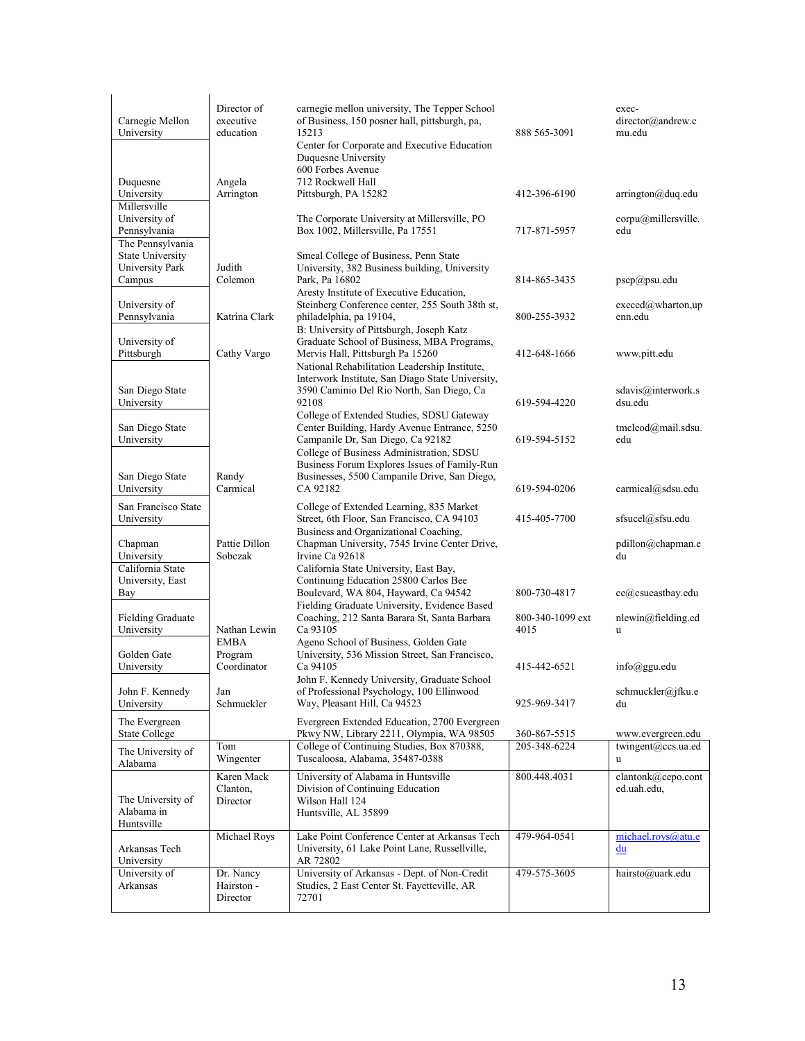| | | | | |
|---|---|---|---|---|
| Carnegie Mellon University | Director of executive education | carnegie mellon university, The Tepper School of Business, 150 posner hall, pittsburgh, pa, 15213 | 888 565-3091 | exec-director@andrew.cmu.edu |
| Duquesne University | Angela Arrington | Center for Corporate and Executive Education Duquesne University 600 Forbes Avenue 712 Rockwell Hall Pittsburgh, PA 15282 | 412-396-6190 | arrington@duq.edu |
| Millersville University of Pennsylvania | | The Corporate University at Millersville, PO Box 1002, Millersville, Pa 17551 | 717-871-5957 | corpu@millersville.edu |
| The Pennsylvania State University University Park Campus | Judith Colemon | Smeal College of Business, Penn State University, 382 Business building, University Park, Pa 16802 | 814-865-3435 | psep@psu.edu |
| University of Pennsylvania | Katrina Clark | Aresty Institute of Executive Education, Steinberg Conference center, 255 South 38th st, philadelphia, pa 19104, | 800-255-3932 | execed@wharton,upenn.edu |
| University of Pittsburgh | Cathy Vargo | B: University of Pittsburgh, Joseph Katz Graduate School of Business, MBA Programs, Mervis Hall, Pittsburgh Pa 15260 | 412-648-1666 | www.pitt.edu |
| San Diego State University | | National Rehabilitation Leadership Institute, Interwork Institute, San Diago State University, 3590 Caminio Del Rio North, San Diego, Ca 92108 | 619-594-4220 | sdavis@interwork.sdsu.edu |
| San Diego State University | | College of Extended Studies, SDSU Gateway Center Building, Hardy Avenue Entrance, 5250 Campanile Dr, San Diego, Ca 92182 | 619-594-5152 | tmcleod@mail.sdsu.edu |
| San Diego State University | Randy Carmical | College of Business Administration, SDSU Business Forum Explores Issues of Family-Run Businesses, 5500 Campanile Drive, San Diego, CA 92182 | 619-594-0206 | carmical@sdsu.edu |
| San Francisco State University | | College of Extended Learning, 835 Market Street, 6th Floor, San Francisco, CA 94103 | 415-405-7700 | sfsucel@sfsu.edu |
| Chapman University | Pattie Dillon Sobczak | Business and Organizational Coaching, Chapman University, 7545 Irvine Center Drive, Irvine Ca 92618 | | pdillon@chapman.edu |
| California State University, East Bay | | California State University, East Bay, Continuing Education 25800 Carlos Bee Boulevard, WA 804, Hayward, Ca 94542 | 800-730-4817 | ce@csueastbay.edu |
| Fielding Graduate University | Nathan Lewin | Fielding Graduate University, Evidence Based Coaching, 212 Santa Barara St, Santa Barbara Ca 93105 | 800-340-1099 ext 4015 | nlewin@fielding.edu |
| Golden Gate University | EMBA Program Coordinator | Ageno School of Business, Golden Gate University, 536 Mission Street, San Francisco, Ca 94105 | 415-442-6521 | info@ggu.edu |
| John F. Kennedy University | Jan Schmuckler | John F. Kennedy University, Graduate School of Professional Psychology, 100 Ellinwood Way, Pleasant Hill, Ca 94523 | 925-969-3417 | schmuckler@jfku.edu |
| The Evergreen State College | | Evergreen Extended Education, 2700 Evergreen Pkwy NW, Library 2211, Olympia, WA 98505 | 360-867-5515 | www.evergreen.edu |
| The University of Alabama | Tom Wingenter | College of Continuing Studies, Box 870388, Tuscaloosa, Alabama, 35487-0388 | 205-348-6224 | twingent@ccs.ua.edu |
| The University of Alabama in Huntsville | Karen Mack Clanton, Director | University of Alabama in Huntsville Division of Continuing Education Wilson Hall 124 Huntsville, AL 35899 | 800.448.4031 | clantonk@cepo.conted.uah.edu, |
| Arkansas Tech University | Michael Roys | Lake Point Conference Center at Arkansas Tech University, 61 Lake Point Lane, Russellville, AR 72802 | 479-964-0541 | michael.roys@atu.edu |
| University of Arkansas | Dr. Nancy Hairston - Director | University of Arkansas - Dept. of Non-Credit Studies, 2 East Center St. Fayetteville, AR 72701 | 479-575-3605 | hairsto@uark.edu |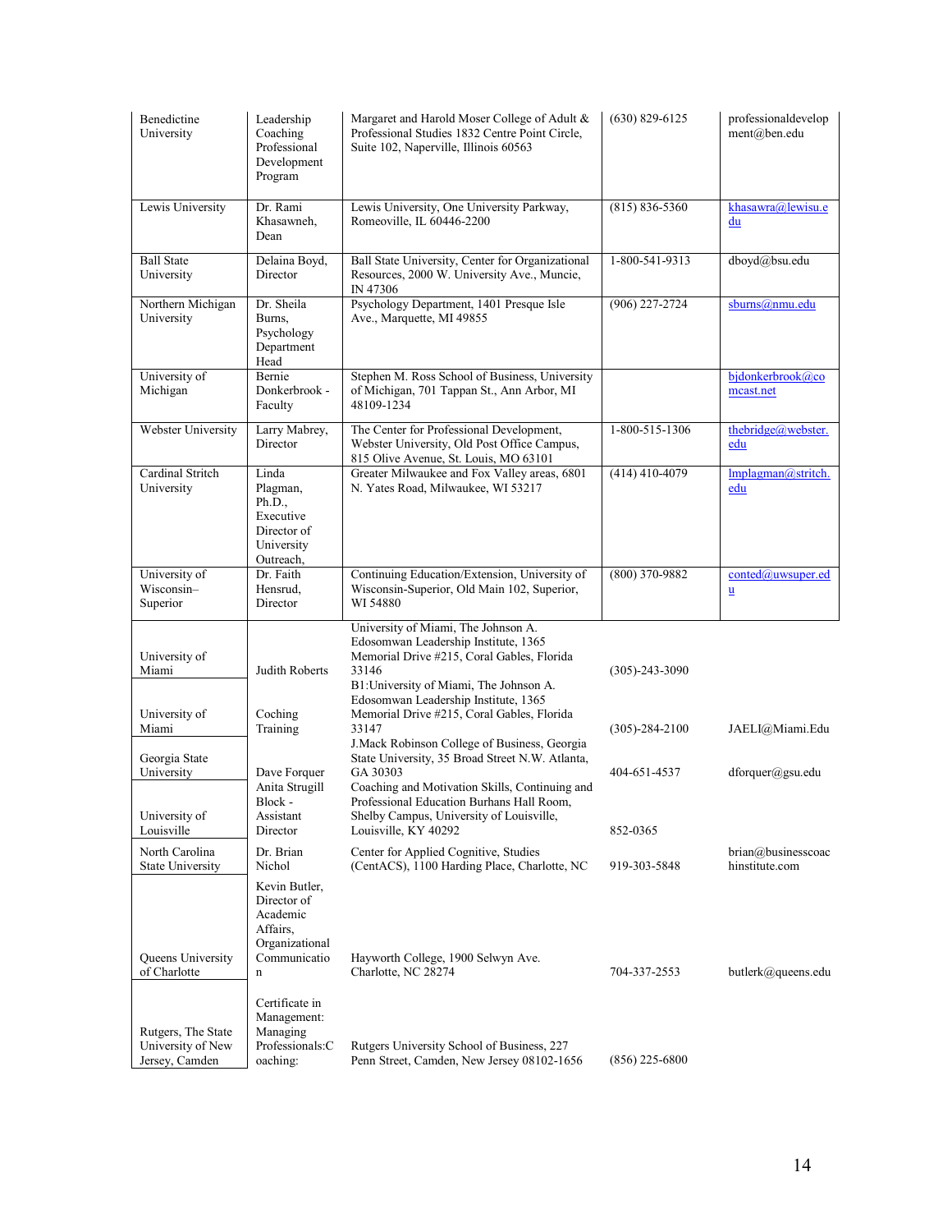| | | | | |
|---|---|---|---|---|
| Benedictine University | Leadership Coaching Professional Development Program | Margaret and Harold Moser College of Adult & Professional Studies 1832 Centre Point Circle, Suite 102, Naperville, Illinois 60563 | (630) 829-6125 | professionaldevelopment@ben.edu |
| Lewis University | Dr. Rami Khasawneh, Dean | Lewis University, One University Parkway, Romeoville, IL 60446-2200 | (815) 836-5360 | khasawra@lewisu.edu |
| Ball State University | Delaina Boyd, Director | Ball State University, Center for Organizational Resources, 2000 W. University Ave., Muncie, IN 47306 | 1-800-541-9313 | dboyd@bsu.edu |
| Northern Michigan University | Dr. Sheila Burns, Psychology Department Head | Psychology Department, 1401 Presque Isle Ave., Marquette, MI 49855 | (906) 227-2724 | sburns@nmu.edu |
| University of Michigan | Bernie Donkerbrook - Faculty | Stephen M. Ross School of Business, University of Michigan, 701 Tappan St., Ann Arbor, MI 48109-1234 | | bjdonkerbrook@comcast.net |
| Webster University | Larry Mabrey, Director | The Center for Professional Development, Webster University, Old Post Office Campus, 815 Olive Avenue, St. Louis, MO 63101 | 1-800-515-1306 | thebridge@webster.edu |
| Cardinal Stritch University | Linda Plagman, Ph.D., Executive Director of University Outreach, | Greater Milwaukee and Fox Valley areas, 6801 N. Yates Road, Milwaukee, WI 53217 | (414) 410-4079 | lmplagman@stritch.edu |
| University of Wisconsin–Superior | Dr. Faith Hensrud, Director | Continuing Education/Extension, University of Wisconsin-Superior, Old Main 102, Superior, WI 54880 | (800) 370-9882 | conted@uwsuper.edu |
| University of Miami | Judith Roberts | University of Miami, The Johnson A. Edosomwan Leadership Institute, 1365 Memorial Drive #215, Coral Gables, Florida 33146 | (305)-243-3090 | |
| University of Miami | Coching Training | B1:University of Miami, The Johnson A. Edosomwan Leadership Institute, 1365 Memorial Drive #215, Coral Gables, Florida 33147 | (305)-284-2100 | JAELI@Miami.Edu |
| Georgia State University | Dave Forquer | J.Mack Robinson College of Business, Georgia State University, 35 Broad Street N.W. Atlanta, GA 30303 | 404-651-4537 | dforquer@gsu.edu |
| University of Louisville | Anita Strugill Block - Assistant Director | Coaching and Motivation Skills, Continuing and Professional Education Burhans Hall Room, Shelby Campus, University of Louisville, Louisville, KY 40292 | 852-0365 | |
| North Carolina State University | Dr. Brian Nichol | Center for Applied Cognitive, Studies (CentACS), 1100 Harding Place, Charlotte, NC | 919-303-5848 | brian@businesscoachinstitute.com |
| Queens University of Charlotte | Kevin Butler, Director of Academic Affairs, Organizational Communication | Hayworth College, 1900 Selwyn Ave. Charlotte, NC 28274 | 704-337-2553 | butlerk@queens.edu |
| Rutgers, The State University of New Jersey, Camden | Certificate in Management: Managing Professionals:Coaching: | Rutgers University School of Business, 227 Penn Street, Camden, New Jersey 08102-1656 | (856) 225-6800 | |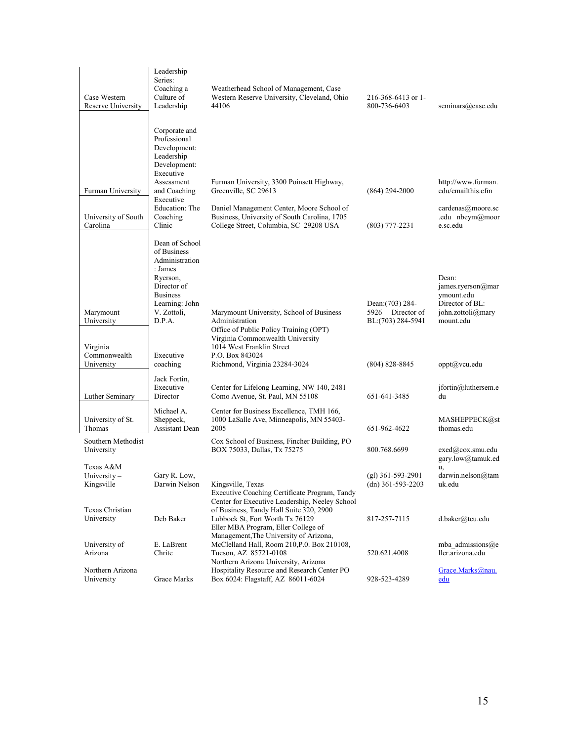| | | | | |
|---|---|---|---|---|
| Case Western Reserve University | Leadership Series: Coaching a Culture of Leadership | Weatherhead School of Management, Case Western Reserve University, Cleveland, Ohio 44106 | 216-368-6413 or 1-800-736-6403 | seminars@case.edu |
| Furman University | Corporate and Professional Development: Leadership Development: Executive Assessment and Coaching | Furman University, 3300 Poinsett Highway, Greenville, SC 29613 | (864) 294-2000 | http://www.furman.edu/emailthis.cfm |
| University of South Carolina | Executive Education: The Coaching Clinic | Daniel Management Center, Moore School of Business, University of South Carolina, 1705 College Street, Columbia, SC 29208 USA | (803) 777-2231 | cardenas@moore.sc.edu nbeym@moore.sc.edu |
| Marymount University | Dean of School of Business Administration : James Ryerson, Director of Business Learning: John V. Zottoli, D.P.A. | Marymount University, School of Business Administration | Dean:(703) 284-5926 Director of BL:(703) 284-5941 | Dean: james.ryerson@marymount.edu Director of BL: john.zottoli@marymount.edu |
| Virginia Commonwealth University | Executive coaching | Office of Public Policy Training (OPT) Virginia Commonwealth University 1014 West Franklin Street P.O. Box 843024 Richmond, Virginia 23284-3024 | (804) 828-8845 | oppt@vcu.edu |
| Luther Seminary | Jack Fortin, Executive Director | Center for Lifelong Learning, NW 140, 2481 Como Avenue, St. Paul, MN 55108 | 651-641-3485 | jfortin@luthersem.edu |
| University of St. Thomas | Michael A. Sheppeck, Assistant Dean | Center for Business Excellence, TMH 166, 1000 LaSalle Ave, Minneapolis, MN 55403-2005 | 651-962-4622 | MASHEPPECK@stthomas.edu |
| Southern Methodist University | | Cox School of Business, Fincher Building, PO BOX 75033, Dallas, Tx 75275 | 800.768.6699 | exed@cox.smu.edu |
| Texas A&M University – Kingsville | Gary R. Low, Darwin Nelson | Kingsville, Texas | (gl) 361-593-2901 (dn) 361-593-2203 | gary.low@tamuk.edu, darwin.nelson@tamuk.edu |
| Texas Christian University | Deb Baker | Executive Coaching Certificate Program, Tandy Center for Executive Leadership, Neeley School of Business, Tandy Hall Suite 320, 2900 Lubbock St, Fort Worth Tx 76129 | 817-257-7115 | d.baker@tcu.edu |
| University of Arizona | E. LaBrent Chrite | Eller MBA Program, Eller College of Management,The University of Arizona, McClelland Hall, Room 210,P.0. Box 210108, Tucson, AZ 85721-0108 | 520.621.4008 | mba_admissions@eller.arizona.edu |
| Northern Arizona University | Grace Marks | Northern Arizona University, Arizona Hospitality Resource and Research Center PO Box 6024: Flagstaff, AZ 86011-6024 | 928-523-4289 | Grace.Marks@nau.edu |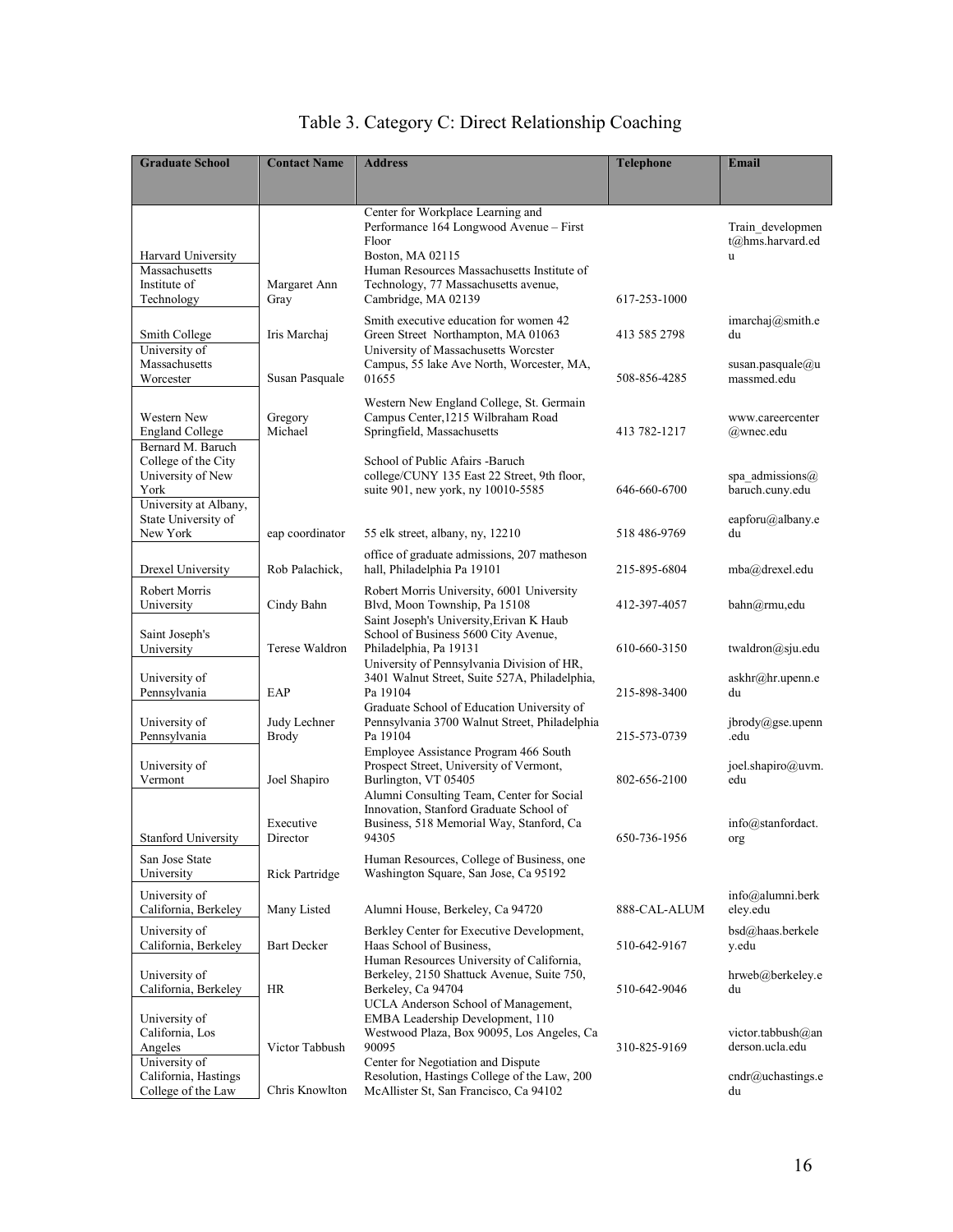# Table 3. Category C: Direct Relationship Coaching

| Graduate School | Contact Name | Address | Telephone | Email |
|---|---|---|---|---|
| Harvard University | | Center for Workplace Learning and Performance 164 Longwood Avenue – First Floor Boston, MA 02115 | | Train_development@hms.harvard.edu |
| Massachusetts Institute of Technology | Margaret Ann Gray | Human Resources Massachusetts Institute of Technology, 77 Massachusetts avenue, Cambridge, MA 02139 | 617-253-1000 | |
| Smith College | Iris Marchaj | Smith executive education for women 42 Green Street Northampton, MA 01063 | 413 585 2798 | imarchaj@smith.edu |
| University of Massachusetts Worcester | Susan Pasquale | University of Massachusetts Worcster Campus, 55 lake Ave North, Worcester, MA, 01655 | 508-856-4285 | susan.pasquale@umassmed.edu |
| Western New England College | Gregory Michael | Western New England College, St. Germain Campus Center,1215 Wilbraham Road Springfield, Massachusetts | 413 782-1217 | www.careercenter@wnec.edu |
| Bernard M. Baruch College of the City University of New York | | School of Public Afairs -Baruch college/CUNY 135 East 22 Street, 9th floor, suite 901, new york, ny 10010-5585 | 646-660-6700 | spa_admissions@baruch.cuny.edu |
| University at Albany, State University of New York | eap coordinator | 55 elk street, albany, ny, 12210 | 518 486-9769 | eapforu@albany.edu |
| Drexel University | Rob Palachick, | office of graduate admissions, 207 matheson hall, Philadelphia Pa 19101 | 215-895-6804 | mba@drexel.edu |
| Robert Morris University | Cindy Bahn | Robert Morris University, 6001 University Blvd, Moon Township, Pa 15108 | 412-397-4057 | bahn@rmu,edu |
| Saint Joseph's University | Terese Waldron | Saint Joseph's University,Erivan K Haub School of Business 5600 City Avenue, Philadelphia, Pa 19131 | 610-660-3150 | twaldron@sju.edu |
| University of Pennsylvania | EAP | University of Pennsylvania Division of HR, 3401 Walnut Street, Suite 527A, Philadelphia, Pa 19104 | 215-898-3400 | askhr@hr.upenn.edu |
| University of Pennsylvania | Judy Lechner Brody | Graduate School of Education University of Pennsylvania 3700 Walnut Street, Philadelphia Pa 19104 | 215-573-0739 | jbrody@gse.upenn.edu |
| University of Vermont | Joel Shapiro | Employee Assistance Program 466 South Prospect Street, University of Vermont, Burlington, VT 05405 | 802-656-2100 | joel.shapiro@uvm.edu |
| Stanford University | Executive Director | Alumni Consulting Team, Center for Social Innovation, Stanford Graduate School of Business, 518 Memorial Way, Stanford, Ca 94305 | 650-736-1956 | info@stanfordact.org |
| San Jose State University | Rick Partridge | Human Resources, College of Business, one Washington Square, San Jose, Ca 95192 | | |
| University of California, Berkeley | Many Listed | Alumni House, Berkeley, Ca 94720 | 888-CAL-ALUM | info@alumni.berkeley.edu |
| University of California, Berkeley | Bart Decker | Berkley Center for Executive Development, Haas School of Business, | 510-642-9167 | bsd@haas.berkeley.edu |
| University of California, Berkeley | HR | Human Resources University of California, Berkeley, 2150 Shattuck Avenue, Suite 750, Berkeley, Ca 94704 | 510-642-9046 | hrweb@berkeley.edu |
| University of California, Los Angeles | Victor Tabbush | UCLA Anderson School of Management, EMBA Leadership Development, 110 Westwood Plaza, Box 90095, Los Angeles, Ca 90095 | 310-825-9169 | victor.tabbush@anderson.ucla.edu |
| University of California, Hastings College of the Law | Chris Knowlton | Center for Negotiation and Dispute Resolution, Hastings College of the Law, 200 McAllister St, San Francisco, Ca 94102 | | cndr@uchastings.edu |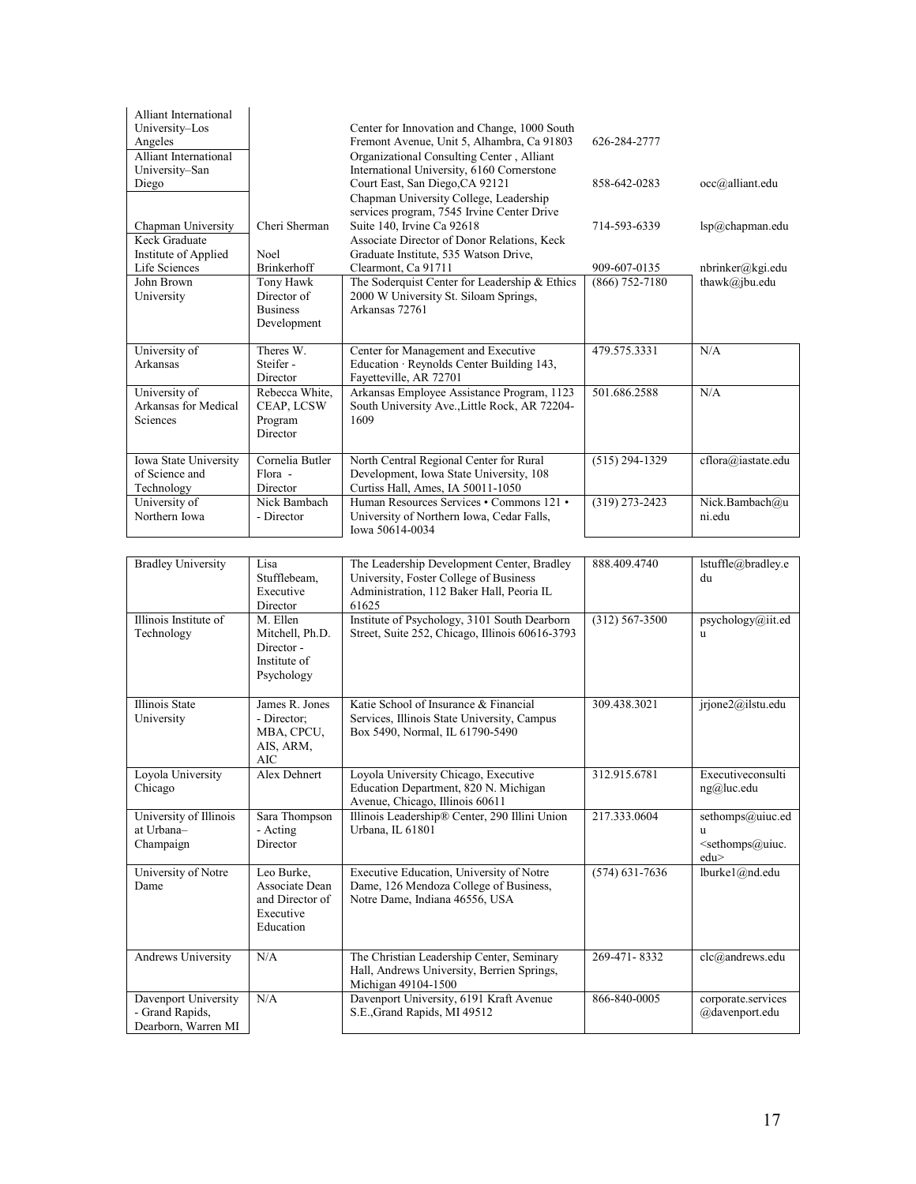| | | | | |
|---|---|---|---|---|
| Alliant International University–Los Angeles | | Center for Innovation and Change, 1000 South Fremont Avenue, Unit 5, Alhambra, Ca 91803 | 626-284-2777 | |
| Alliant International University–San Diego | | Organizational Consulting Center , Alliant International University, 6160 Cornerstone Court East, San Diego,CA 92121 | 858-642-0283 | occ@alliant.edu |
| Chapman University | Cheri Sherman | Chapman University College, Leadership services program, 7545 Irvine Center Drive Suite 140, Irvine Ca 92618 | 714-593-6339 | lsp@chapman.edu |
| Keck Graduate Institute of Applied Life Sciences | Noel Brinkerhoff | Associate Director of Donor Relations, Keck Graduate Institute, 535 Watson Drive, Clearmont, Ca 91711 | 909-607-0135 | nbrinker@kgi.edu |
| John Brown University | Tony Hawk Director of Business Development | The Soderquist Center for Leadership & Ethics 2000 W University St. Siloam Springs, Arkansas 72761 | (866) 752-7180 | thawk@jbu.edu |
| University of Arkansas | Theres W. Steifer - Director | Center for Management and Executive Education · Reynolds Center Building 143, Fayetteville, AR 72701 | 479.575.3331 | N/A |
| University of Arkansas for Medical Sciences | Rebecca White, CEAP, LCSW Program Director | Arkansas Employee Assistance Program, 1123 South University Ave.,Little Rock, AR 72204-1609 | 501.686.2588 | N/A |
| Iowa State University of Science and Technology | Cornelia Butler Flora - Director | North Central Regional Center for Rural Development, Iowa State University, 108 Curtiss Hall, Ames, IA 50011-1050 | (515) 294-1329 | cflora@iastate.edu |
| University of Northern Iowa | Nick Bambach - Director | Human Resources Services • Commons 121 • University of Northern Iowa, Cedar Falls, Iowa 50614-0034 | (319) 273-2423 | Nick.Bambach@uni.edu |

| | | | | |
|---|---|---|---|---|
| Bradley University | Lisa Stufflebeam, Executive Director | The Leadership Development Center, Bradley University, Foster College of Business Administration, 112 Baker Hall, Peoria IL 61625 | 888.409.4740 | lstuffle@bradley.edu |
| Illinois Institute of Technology | M. Ellen Mitchell, Ph.D. Director - Institute of Psychology | Institute of Psychology, 3101 South Dearborn Street, Suite 252, Chicago, Illinois 60616-3793 | (312) 567-3500 | psychology@iit.edu |
| Illinois State University | James R. Jones - Director; MBA, CPCU, AIS, ARM, AIC | Katie School of Insurance & Financial Services, Illinois State University, Campus Box 5490, Normal, IL 61790-5490 | 309.438.3021 | jrjone2@ilstu.edu |
| Loyola University Chicago | Alex Dehnert | Loyola University Chicago, Executive Education Department, 820 N. Michigan Avenue, Chicago, Illinois 60611 | 312.915.6781 | Executiveconsulting@luc.edu |
| University of Illinois at Urbana–Champaign | Sara Thompson - Acting Director | Illinois Leadership® Center, 290 Illini Union Urbana, IL 61801 | 217.333.0604 | sethomps@uiuc.edu <sethomps@uiuc.edu> |
| University of Notre Dame | Leo Burke, Associate Dean and Director of Executive Education | Executive Education, University of Notre Dame, 126 Mendoza College of Business, Notre Dame, Indiana 46556, USA | (574) 631-7636 | lburke1@nd.edu |
| Andrews University | N/A | The Christian Leadership Center, Seminary Hall, Andrews University, Berrien Springs, Michigan 49104-1500 | 269-471- 8332 | clc@andrews.edu |
| Davenport University - Grand Rapids, Dearborn, Warren MI | N/A | Davenport University, 6191 Kraft Avenue S.E.,Grand Rapids, MI 49512 | 866-840-0005 | corporate.services@davenport.edu |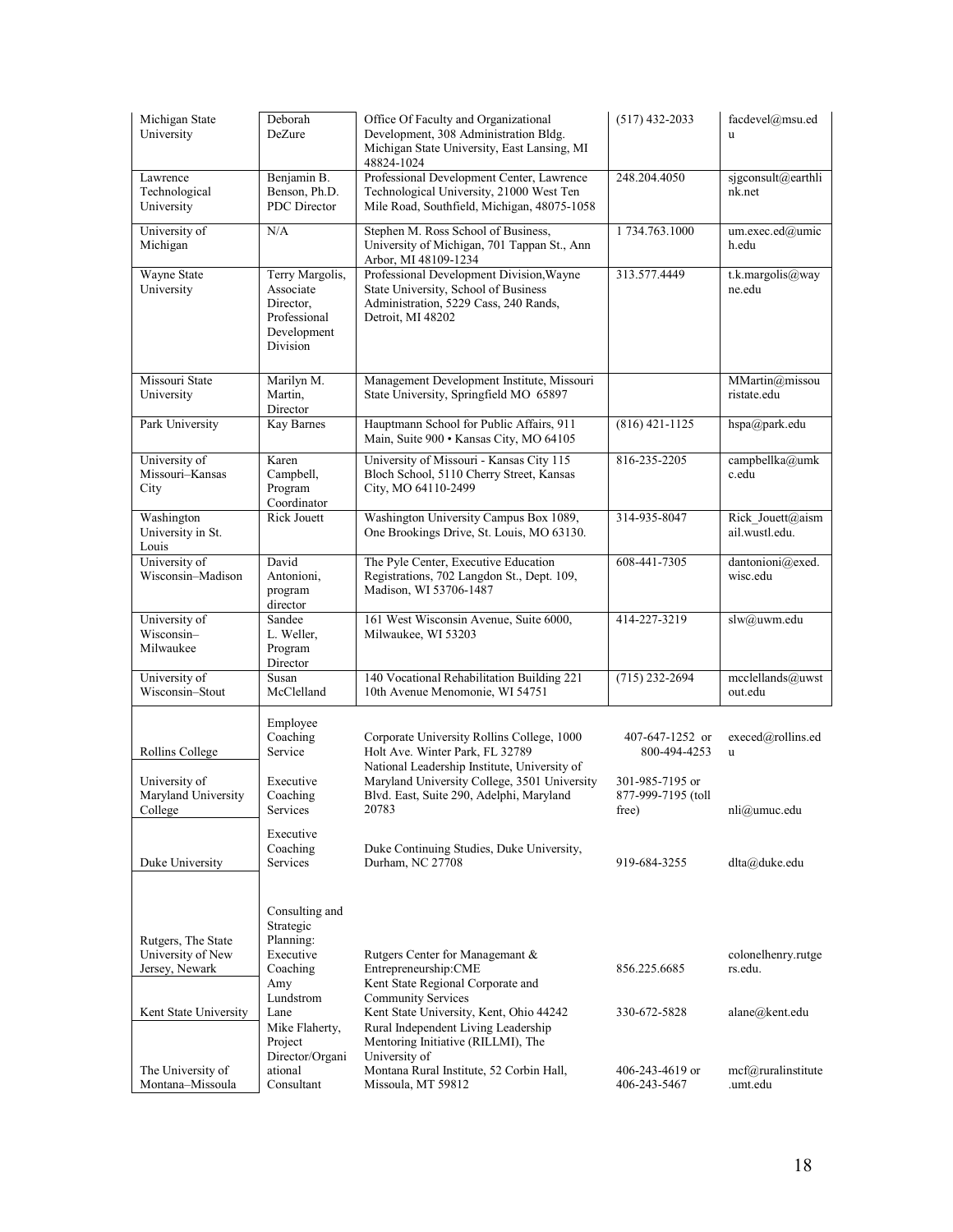| | | | | |
|---|---|---|---|---|
| Michigan State University | Deborah DeZure | Office Of Faculty and Organizational Development, 308 Administration Bldg. Michigan State University, East Lansing, MI 48824-1024 | (517) 432-2033 | facdevel@msu.edu |
| Lawrence Technological University | Benjamin B. Benson, Ph.D. PDC Director | Professional Development Center, Lawrence Technological University, 21000 West Ten Mile Road, Southfield, Michigan, 48075-1058 | 248.204.4050 | sjgconsult@earthlink.net |
| University of Michigan | N/A | Stephen M. Ross School of Business, University of Michigan, 701 Tappan St., Ann Arbor, MI 48109-1234 | 1 734.763.1000 | um.exec.ed@umich.edu |
| Wayne State University | Terry Margolis, Associate Director, Professional Development Division | Professional Development Division,Wayne State University, School of Business Administration, 5229 Cass, 240 Rands, Detroit, MI 48202 | 313.577.4449 | t.k.margolis@wayne.edu |
| Missouri State University | Marilyn M. Martin, Director | Management Development Institute, Missouri State University, Springfield MO 65897 | | MMartin@missouristate.edu |
| Park University | Kay Barnes | Hauptmann School for Public Affairs, 911 Main, Suite 900 • Kansas City, MO 64105 | (816) 421-1125 | hspa@park.edu |
| University of Missouri–Kansas City | Karen Campbell, Program Coordinator | University of Missouri - Kansas City 115 Bloch School, 5110 Cherry Street, Kansas City, MO 64110-2499 | 816-235-2205 | campbellka@umkc.edu |
| Washington University in St. Louis | Rick Jouett | Washington University Campus Box 1089, One Brookings Drive, St. Louis, MO 63130. | 314-935-8047 | Rick_Jouett@aismail.wustl.edu. |
| University of Wisconsin–Madison | David Antonioni, program director | The Pyle Center, Executive Education Registrations, 702 Langdon St., Dept. 109, Madison, WI 53706-1487 | 608-441-7305 | dantonioni@exed.wisc.edu |
| University of Wisconsin–Milwaukee | Sandee L. Weller, Program Director | 161 West Wisconsin Avenue, Suite 6000, Milwaukee, WI 53203 | 414-227-3219 | slw@uwm.edu |
| University of Wisconsin–Stout | Susan McClelland | 140 Vocational Rehabilitation Building 221 10th Avenue Menomonie, WI 54751 | (715) 232-2694 | mcclellands@uwstout.edu |
| Rollins College | Employee Coaching Service | Corporate University Rollins College, 1000 Holt Ave. Winter Park, FL 32789 | 407-647-1252 or 800-494-4253 | execed@rollins.edu |
| University of Maryland University College | Executive Coaching Services | National Leadership Institute, University of Maryland University College, 3501 University Blvd. East, Suite 290, Adelphi, Maryland 20783 | 301-985-7195 or 877-999-7195 (toll free) | nli@umuc.edu |
| Duke University | Executive Coaching Services | Duke Continuing Studies, Duke University, Durham, NC 27708 | 919-684-3255 | dlta@duke.edu |
| Rutgers, The State University of New Jersey, Newark | Consulting and Strategic Planning: Executive Coaching | Rutgers Center for Managemant & Entrepreneurship:CME | 856.225.6685 | colonelhenry.rutgers.edu. |
| Kent State University | Amy Lundstrom Lane | Kent State Regional Corporate and Community Services Kent State University, Kent, Ohio 44242 | 330-672-5828 | alane@kent.edu |
| The University of Montana–Missoula | Mike Flaherty, Project Director/Organiational Consultant | Rural Independent Living Leadership Mentoring Initiative (RILLMI), The University of Montana Rural Institute, 52 Corbin Hall, Missoula, MT 59812 | 406-243-4619 or 406-243-5467 | mcf@ruralinstitute.umt.edu |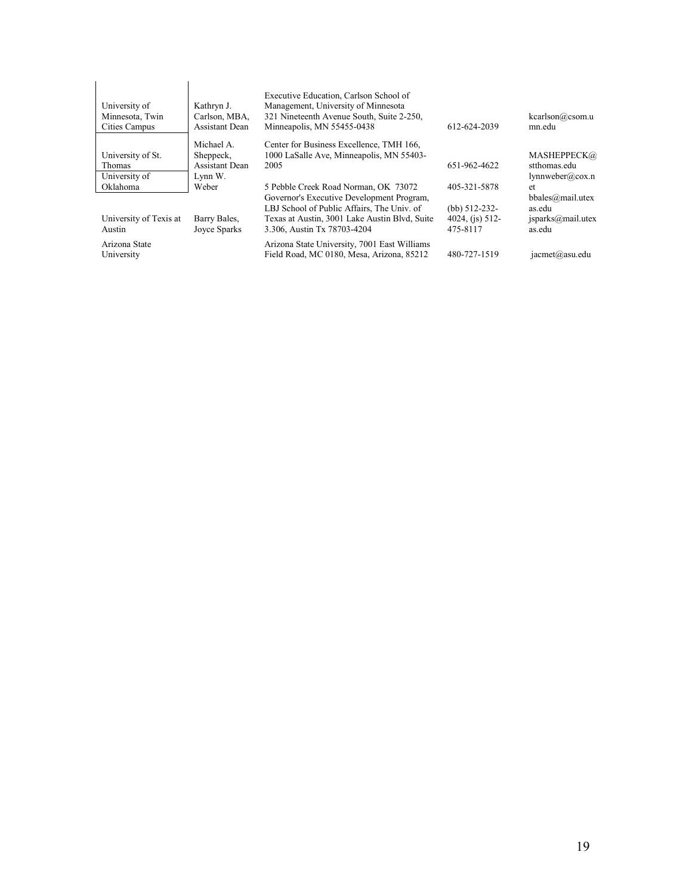| | | | | |
|---|---|---|---|---|
| University of Minnesota, Twin Cities Campus | Kathryn J. Carlson, MBA, Assistant Dean | Executive Education, Carlson School of Management, University of Minnesota 321 Nineteenth Avenue South, Suite 2-250, Minneapolis, MN 55455-0438 | 612-624-2039 | kcarlson@csom.umn.edu |
| University of St. Thomas | Michael A. Sheppeck, Assistant Dean | Center for Business Excellence, TMH 166, 1000 LaSalle Ave, Minneapolis, MN 55403-2005 | 651-962-4622 | MASHEPPECK@stthomas.edu |
| University of Oklahoma | Lynn W. Weber | 5 Pebble Creek Road Norman, OK 73072 | 405-321-5878 | lynnweber@cox.net |
| University of Texis at Austin | Barry Bales, Joyce Sparks | Governor's Executive Development Program, LBJ School of Public Affairs, The Univ. of Texas at Austin, 3001 Lake Austin Blvd, Suite 3.306, Austin Tx 78703-4204 | (bb) 512-232-4024, (js) 512-475-8117 | bbales@mail.utexas.edu jsparks@mail.utexas.edu |
| Arizona State University | | Arizona State University, 7001 East Williams Field Road, MC 0180, Mesa, Arizona, 85212 | 480-727-1519 | jacmet@asu.edu |